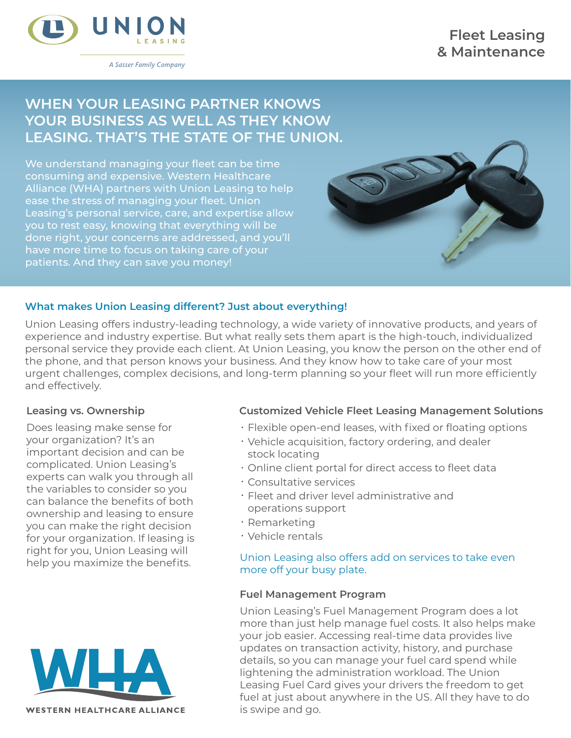UNION LEASING

*A Sasser Family Company*

# Fleet Leasing & Maintenance

## WHEN YOUR LEASING PARTNER KNOWS YOUR BUSINESS AS WELL AS THEY KNOW LEASING. THAT'S THE STATE OF THE UNION.

We understand managing your fleet can be time consuming and expensive. Western Healthcare Alliance (WHA) partners with Union Leasing to help ease the stress of managing your fleet. Union Leasing's personal service, care, and expertise allow you to rest easy, knowing that everything will be done right, your concerns are addressed, and you'll have more time to focus on taking care of your patients. And they can save you money!

### What makes Union Leasing different? Just about everything!

Union Leasing offers industry-leading technology, a wide variety of innovative products, and years of experience and industry expertise. But what really sets them apart is the high-touch, individualized personal service they provide each client. At Union Leasing, you know the person on the other end of the phone, and that person knows your business. And they know how to take care of your most urgent challenges, complex decisions, and long-term planning so your fleet will run more efficiently and effectively.

### Leasing vs. Ownership

Does leasing make sense for your organization? It's an important decision and can be complicated. Union Leasing's experts can walk you through all the variables to consider so you can balance the benefits of both ownership and leasing to ensure you can make the right decision for your organization. If leasing is right for you, Union Leasing will help you maximize the benefits.

### Customized Vehicle Fleet Leasing Management Solutions

- Flexible open-end leases, with fixed or floating options
- Vehicle acquisition, factory ordering, and dealer stock locating
- Online client portal for direct access to fleet data
- Consultative services
- Fleet and driver level administrative and operations support
- Remarketing
- Vehicle rentals

Union Leasing also offers add on services to take even more off your busy plate.

### Fuel Management Program

Union Leasing's Fuel Management Program does a lot more than just help manage fuel costs. It also helps make your job easier. Accessing real-time data provides live updates on transaction activity, history, and purchase details, so you can manage your fuel card spend while lightening the administration workload. The Union Leasing Fuel Card gives your drivers the freedom to get fuel at just about anywhere in the US. All they have to do is swipe and go.

WHA
WESTERN HEALTHCARE ALLIANCE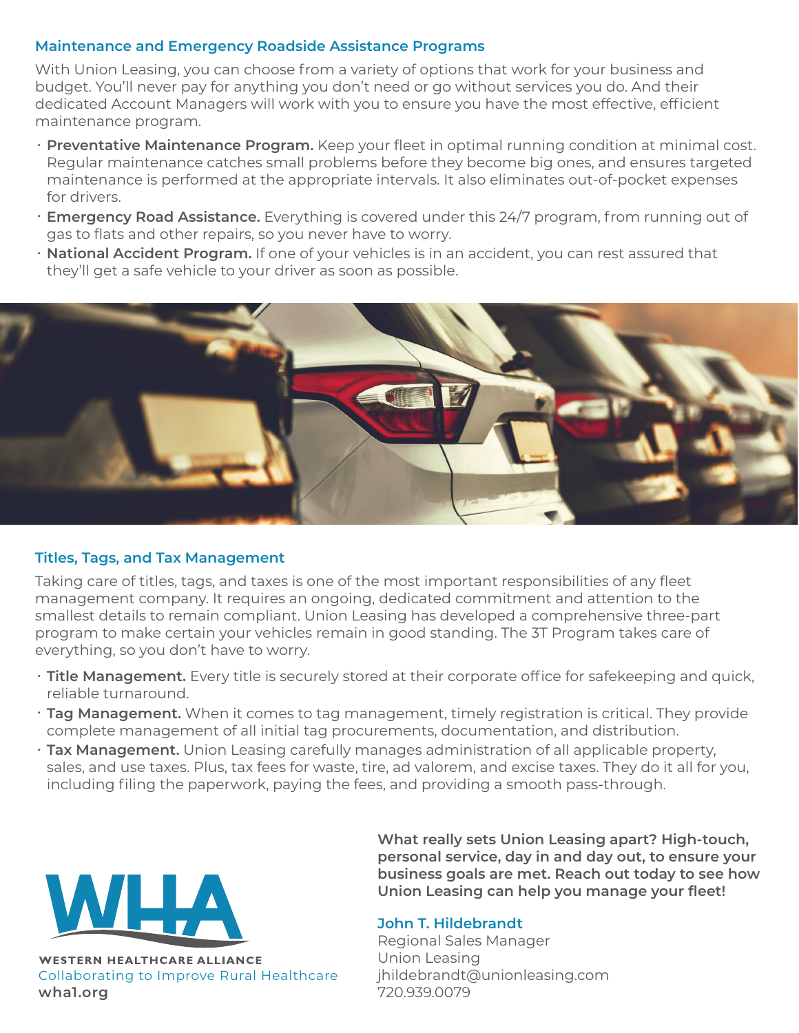## Maintenance and Emergency Roadside Assistance Programs

With Union Leasing, you can choose from a variety of options that work for your business and budget. You'll never pay for anything you don't need or go without services you do. And their dedicated Account Managers will work with you to ensure you have the most effective, efficient maintenance program.

- **Preventative Maintenance Program.** Keep your fleet in optimal running condition at minimal cost. Regular maintenance catches small problems before they become big ones, and ensures targeted maintenance is performed at the appropriate intervals. It also eliminates out-of-pocket expenses for drivers.
- **Emergency Road Assistance.** Everything is covered under this 24/7 program, from running out of gas to flats and other repairs, so you never have to worry.
- **National Accident Program.** If one of your vehicles is in an accident, you can rest assured that they'll get a safe vehicle to your driver as soon as possible.

## Titles, Tags, and Tax Management

Taking care of titles, tags, and taxes is one of the most important responsibilities of any fleet management company. It requires an ongoing, dedicated commitment and attention to the smallest details to remain compliant. Union Leasing has developed a comprehensive three-part program to make certain your vehicles remain in good standing. The 3T Program takes care of everything, so you don't have to worry.

- **Title Management.** Every title is securely stored at their corporate office for safekeeping and quick, reliable turnaround.
- **Tag Management.** When it comes to tag management, timely registration is critical. They provide complete management of all initial tag procurements, documentation, and distribution.
- **Tax Management.** Union Leasing carefully manages administration of all applicable property, sales, and use taxes. Plus, tax fees for waste, tire, ad valorem, and excise taxes. They do it all for you, including filing the paperwork, paying the fees, and providing a smooth pass-through.

**What really sets Union Leasing apart? High-touch, personal service, day in and day out, to ensure your business goals are met. Reach out today to see how Union Leasing can help you manage your fleet!**

**John T. Hildebrandt**
Regional Sales Manager
Union Leasing
jhildebrandt@unionleasing.com
720.939.0079

WHA

**WESTERN HEALTHCARE ALLIANCE**
Collaborating to Improve Rural Healthcare
**wha1.org**